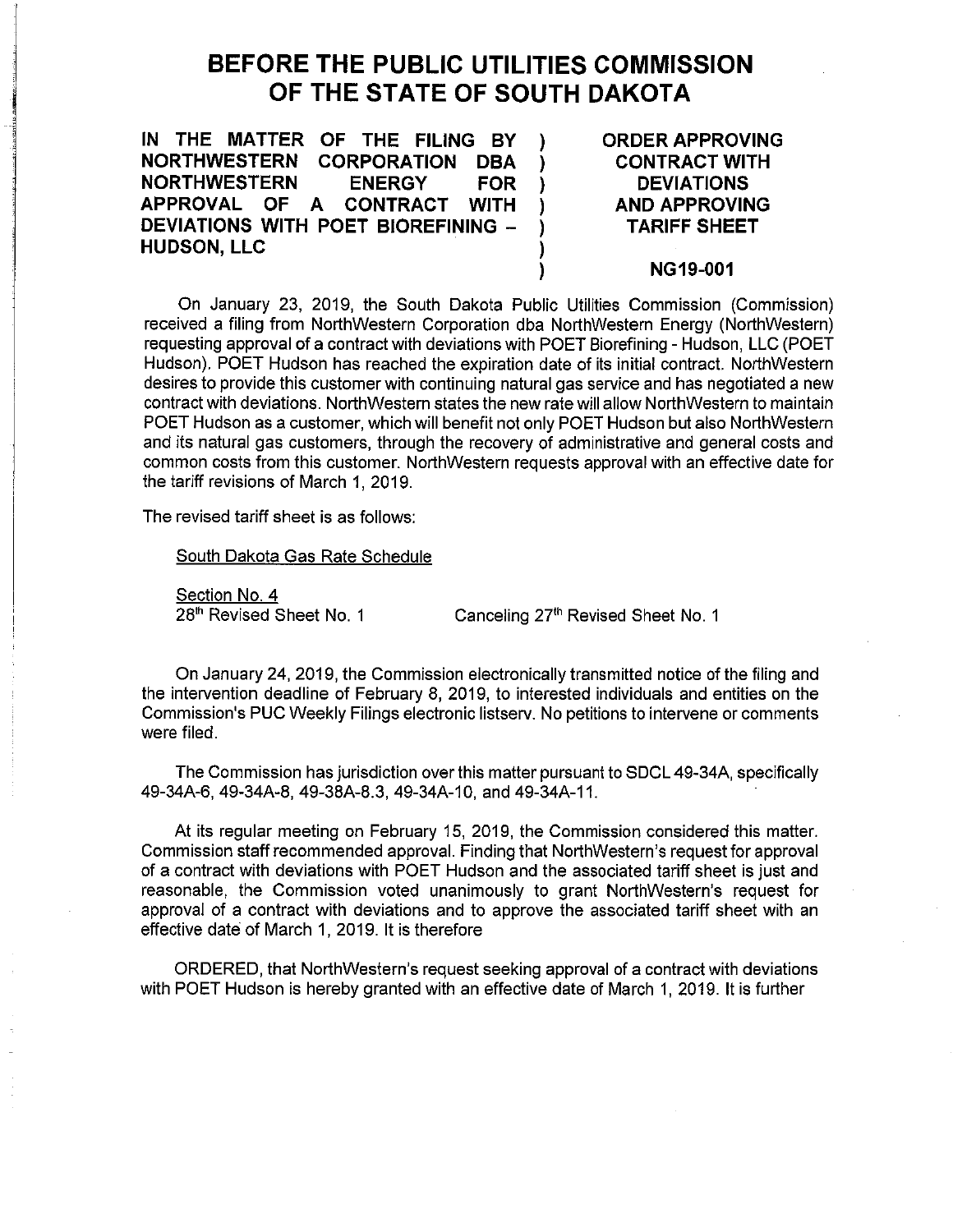# BEFORE THE PUBLIC UTILITIES COMMISSION OF THE STATE OF SOUTH DAKOTA

| | | |
|---|---|---|
| **IN THE MATTER OF THE FILING BY NORTHWESTERN CORPORATION DBA NORTHWESTERN ENERGY FOR APPROVAL OF A CONTRACT WITH DEVIATIONS WITH POET BIOREFINING – HUDSON, LLC** | ) | **ORDER APPROVING CONTRACT WITH DEVIATIONS AND APPROVING TARIFF SHEET** |
| | ) | **NG19-001** |

On January 23, 2019, the South Dakota Public Utilities Commission (Commission) received a filing from NorthWestern Corporation dba NorthWestern Energy (NorthWestern) requesting approval of a contract with deviations with POET Biorefining - Hudson, LLC (POET Hudson). POET Hudson has reached the expiration date of its initial contract. NorthWestern desires to provide this customer with continuing natural gas service and has negotiated a new contract with deviations. NorthWestern states the new rate will allow NorthWestern to maintain POET Hudson as a customer, which will benefit not only POET Hudson but also NorthWestern and its natural gas customers, through the recovery of administrative and general costs and common costs from this customer. NorthWestern requests approval with an effective date for the tariff revisions of March 1, 2019.

The revised tariff sheet is as follows:

South Dakota Gas Rate Schedule

Section No. 4
28th Revised Sheet No. 1 Canceling 27th Revised Sheet No. 1

On January 24, 2019, the Commission electronically transmitted notice of the filing and the intervention deadline of February 8, 2019, to interested individuals and entities on the Commission's PUC Weekly Filings electronic listserv. No petitions to intervene or comments were filed.

The Commission has jurisdiction over this matter pursuant to SDCL 49-34A, specifically 49-34A-6, 49-34A-8, 49-38A-8.3, 49-34A-10, and 49-34A-11.

At its regular meeting on February 15, 2019, the Commission considered this matter. Commission staff recommended approval. Finding that NorthWestern's request for approval of a contract with deviations with POET Hudson and the associated tariff sheet is just and reasonable, the Commission voted unanimously to grant NorthWestern's request for approval of a contract with deviations and to approve the associated tariff sheet with an effective date of March 1, 2019. It is therefore

ORDERED, that NorthWestern's request seeking approval of a contract with deviations with POET Hudson is hereby granted with an effective date of March 1, 2019. It is further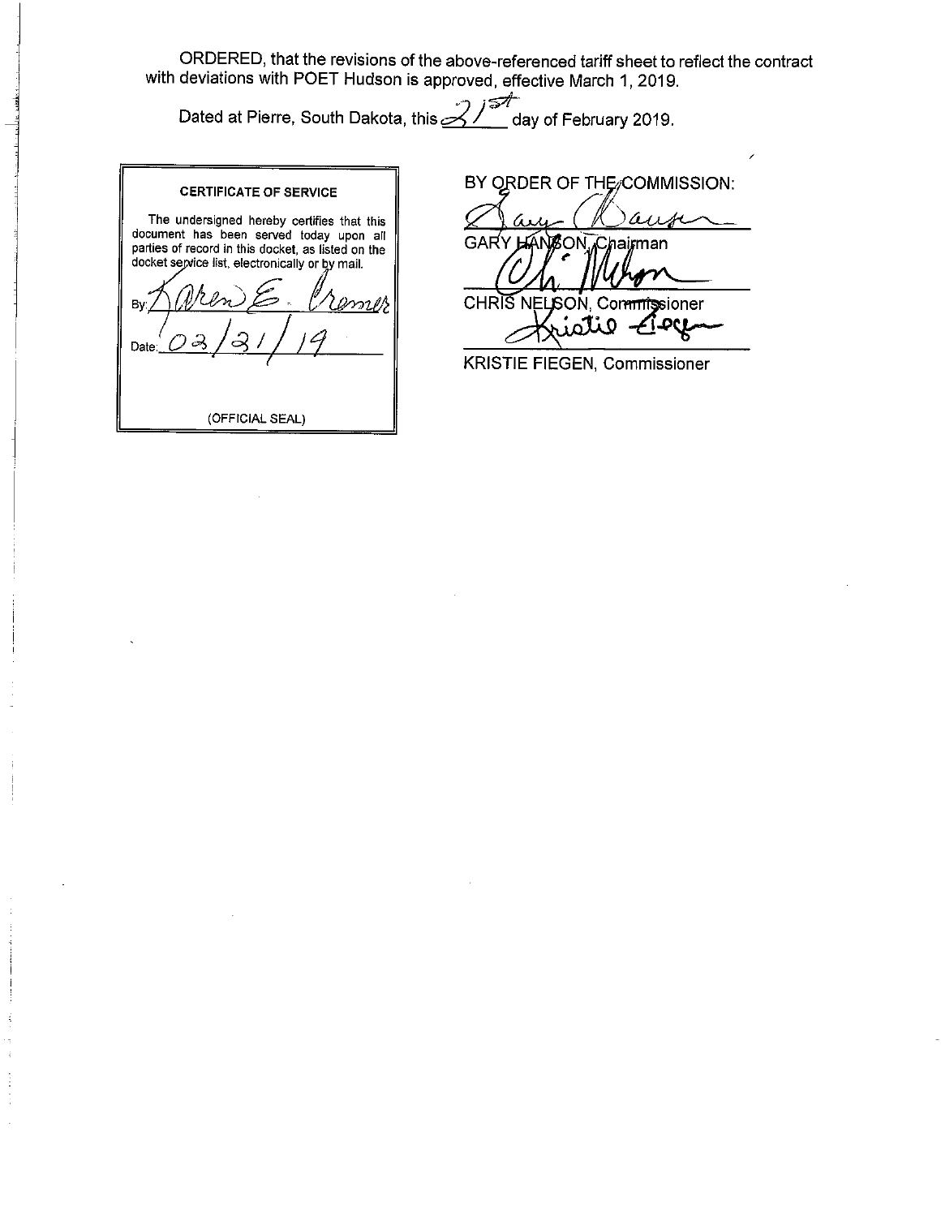ORDERED, that the revisions of the above-referenced tariff sheet to reflect the contract with deviations with POET Hudson is approved, effective March 1, 2019.

Dated at Pierre, South Dakota, this 21st day of February 2019.

**CERTIFICATE OF SERVICE**

The undersigned hereby certifies that this document has been served today upon all parties of record in this docket, as listed on the docket service list, electronically or by mail.

By: Karen E. Cremer

Date: 02/21/19

(OFFICIAL SEAL)

BY ORDER OF THE COMMISSION:

Gary Hanson

GARY HANSON, Chairman

Chris Nelson

CHRIS NELSON, Commissioner

Kristie Fiegen

KRISTIE FIEGEN, Commissioner